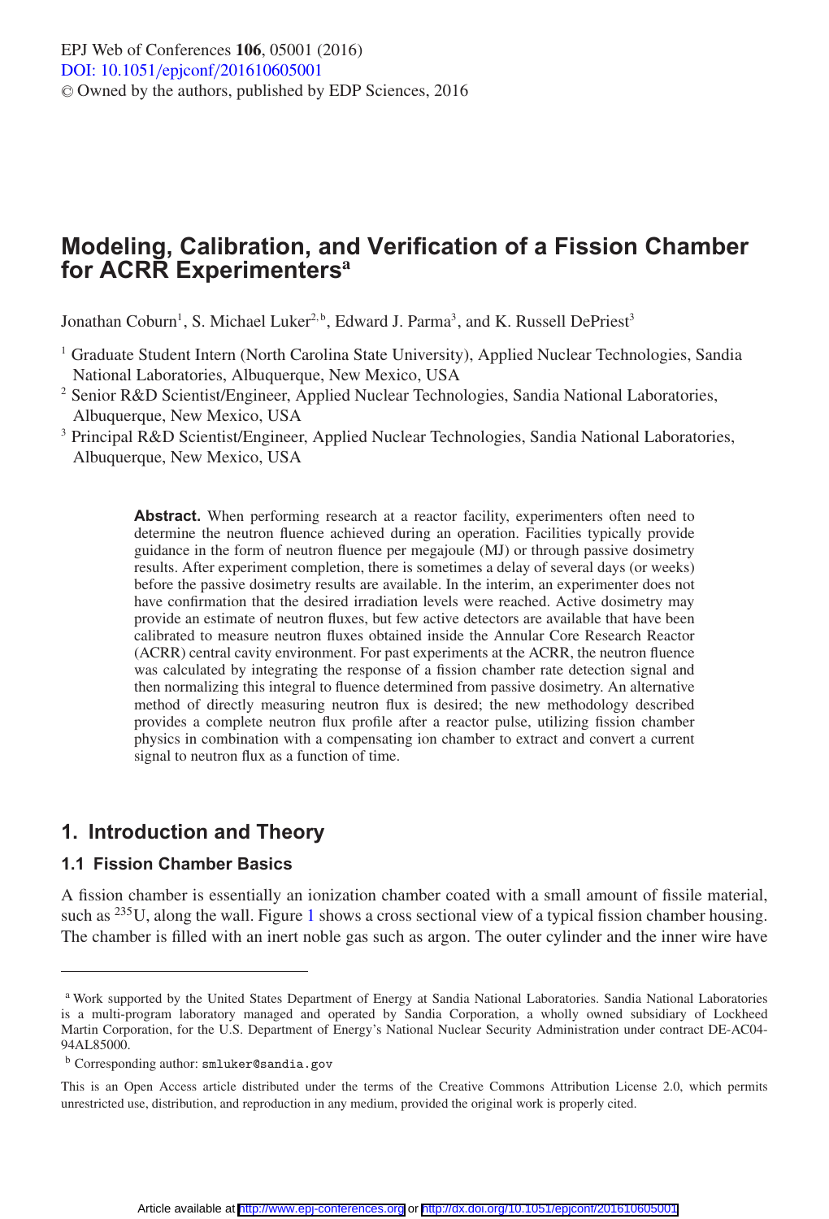# Modeling, Calibration, and Verification of a Fission Chamber for ACRR Experimenters[a]

Jonathan Coburn[1], S. Michael Luker[2,b], Edward J. Parma[3], and K. Russell DePriest[3]

[1] Graduate Student Intern (North Carolina State University), Applied Nuclear Technologies, Sandia National Laboratories, Albuquerque, New Mexico, USA

[2] Senior R&D Scientist/Engineer, Applied Nuclear Technologies, Sandia National Laboratories, Albuquerque, New Mexico, USA

[3] Principal R&D Scientist/Engineer, Applied Nuclear Technologies, Sandia National Laboratories, Albuquerque, New Mexico, USA

**Abstract.** When performing research at a reactor facility, experimenters often need to determine the neutron fluence achieved during an operation. Facilities typically provide guidance in the form of neutron fluence per megajoule (MJ) or through passive dosimetry results. After experiment completion, there is sometimes a delay of several days (or weeks) before the passive dosimetry results are available. In the interim, an experimenter does not have confirmation that the desired irradiation levels were reached. Active dosimetry may provide an estimate of neutron fluxes, but few active detectors are available that have been calibrated to measure neutron fluxes obtained inside the Annular Core Research Reactor (ACRR) central cavity environment. For past experiments at the ACRR, the neutron fluence was calculated by integrating the response of a fission chamber rate detection signal and then normalizing this integral to fluence determined from passive dosimetry. An alternative method of directly measuring neutron flux is desired; the new methodology described provides a complete neutron flux profile after a reactor pulse, utilizing fission chamber physics in combination with a compensating ion chamber to extract and convert a current signal to neutron flux as a function of time.

## 1. Introduction and Theory

### 1.1 Fission Chamber Basics

A fission chamber is essentially an ionization chamber coated with a small amount of fissile material, such as $^{235}$U, along the wall. Figure 1 shows a cross sectional view of a typical fission chamber housing. The chamber is filled with an inert noble gas such as argon. The outer cylinder and the inner wire have

---

[a] Work supported by the United States Department of Energy at Sandia National Laboratories. Sandia National Laboratories is a multi-program laboratory managed and operated by Sandia Corporation, a wholly owned subsidiary of Lockheed Martin Corporation, for the U.S. Department of Energy's National Nuclear Security Administration under contract DE-AC04-94AL85000.

[b] Corresponding author: smluker@sandia.gov

This is an Open Access article distributed under the terms of the Creative Commons Attribution License 2.0, which permits unrestricted use, distribution, and reproduction in any medium, provided the original work is properly cited.

Article available at http://www.epj-conferences.org or http://dx.doi.org/10.1051/epjconf/201610605001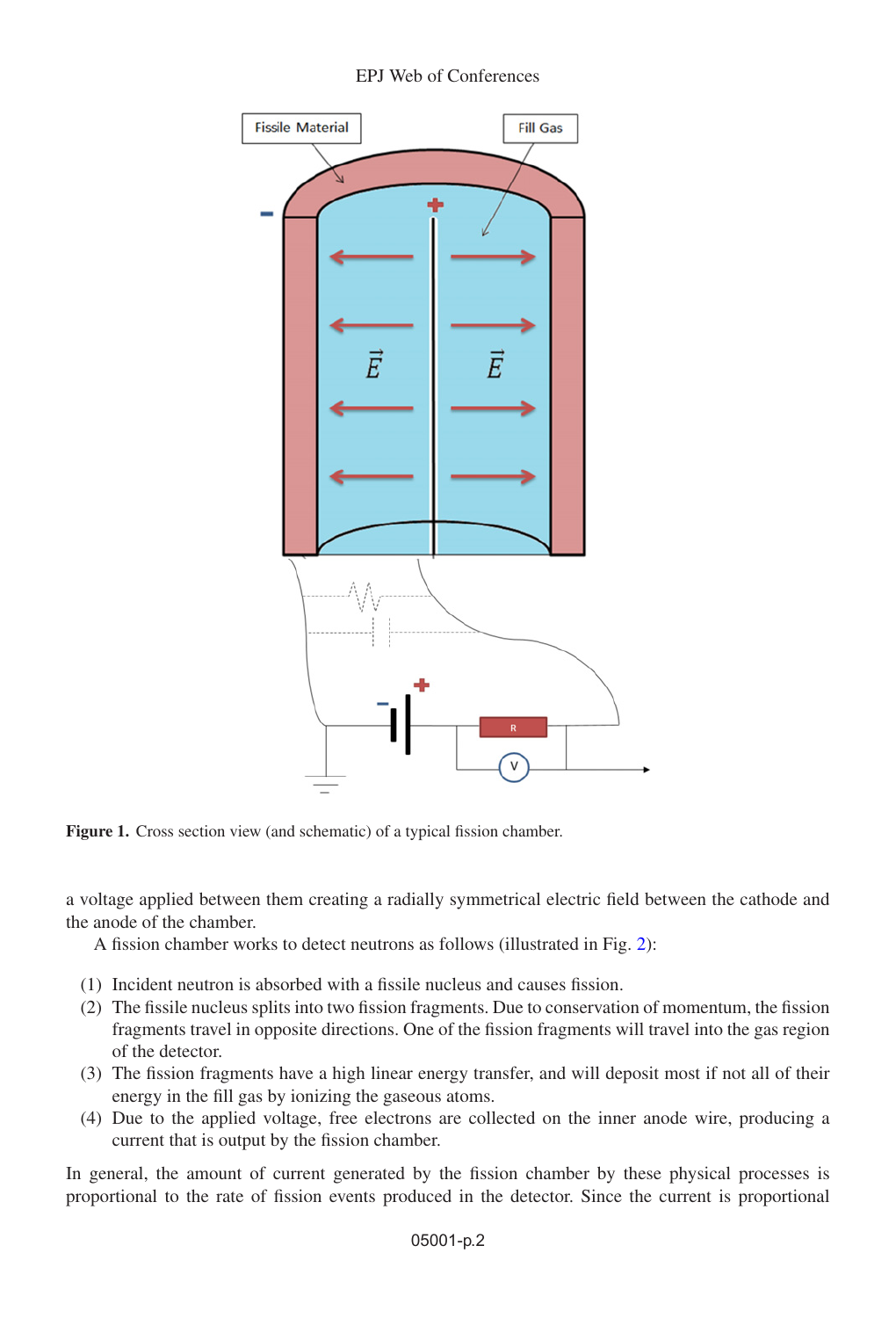**Figure 1.** Cross section view (and schematic) of a typical fission chamber.

a voltage applied between them creating a radially symmetrical electric field between the cathode and the anode of the chamber.

A fission chamber works to detect neutrons as follows (illustrated in Fig. 2):

(1) Incident neutron is absorbed with a fissile nucleus and causes fission.
(2) The fissile nucleus splits into two fission fragments. Due to conservation of momentum, the fission fragments travel in opposite directions. One of the fission fragments will travel into the gas region of the detector.
(3) The fission fragments have a high linear energy transfer, and will deposit most if not all of their energy in the fill gas by ionizing the gaseous atoms.
(4) Due to the applied voltage, free electrons are collected on the inner anode wire, producing a current that is output by the fission chamber.

In general, the amount of current generated by the fission chamber by these physical processes is proportional to the rate of fission events produced in the detector. Since the current is proportional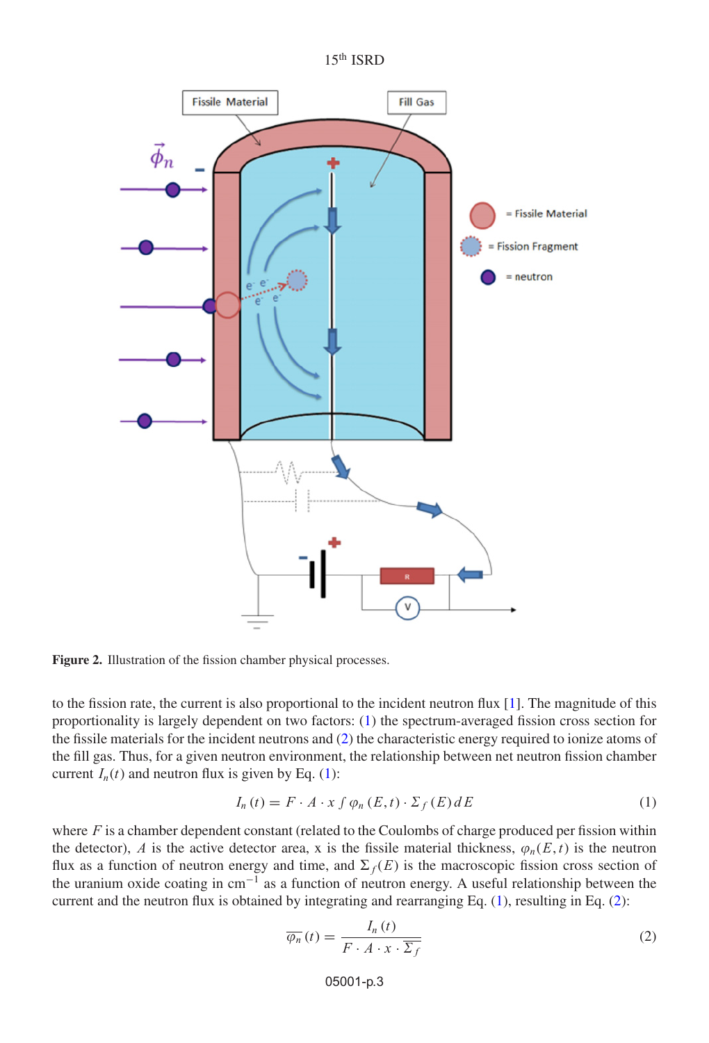Figure 2. Illustration of the fission chamber physical processes.

to the fission rate, the current is also proportional to the incident neutron flux [1]. The magnitude of this proportionality is largely dependent on two factors: (1) the spectrum-averaged fission cross section for the fissile materials for the incident neutrons and (2) the characteristic energy required to ionize atoms of the fill gas. Thus, for a given neutron environment, the relationship between net neutron fission chamber current $I_n(t)$ and neutron flux is given by Eq. (1):

$$I_n(t) = F \cdot A \cdot x \int \varphi_n(E,t) \cdot \Sigma_f(E) \, dE \tag{1}$$

where $F$ is a chamber dependent constant (related to the Coulombs of charge produced per fission within the detector), $A$ is the active detector area, x is the fissile material thickness, $\varphi_n(E,t)$ is the neutron flux as a function of neutron energy and time, and $\Sigma_f(E)$ is the macroscopic fission cross section of the uranium oxide coating in $cm^{-1}$ as a function of neutron energy. A useful relationship between the current and the neutron flux is obtained by integrating and rearranging Eq. (1), resulting in Eq. (2):

$$\overline{\varphi_n}(t) = \frac{I_n(t)}{F \cdot A \cdot x \cdot \overline{\Sigma_f}} \tag{2}$$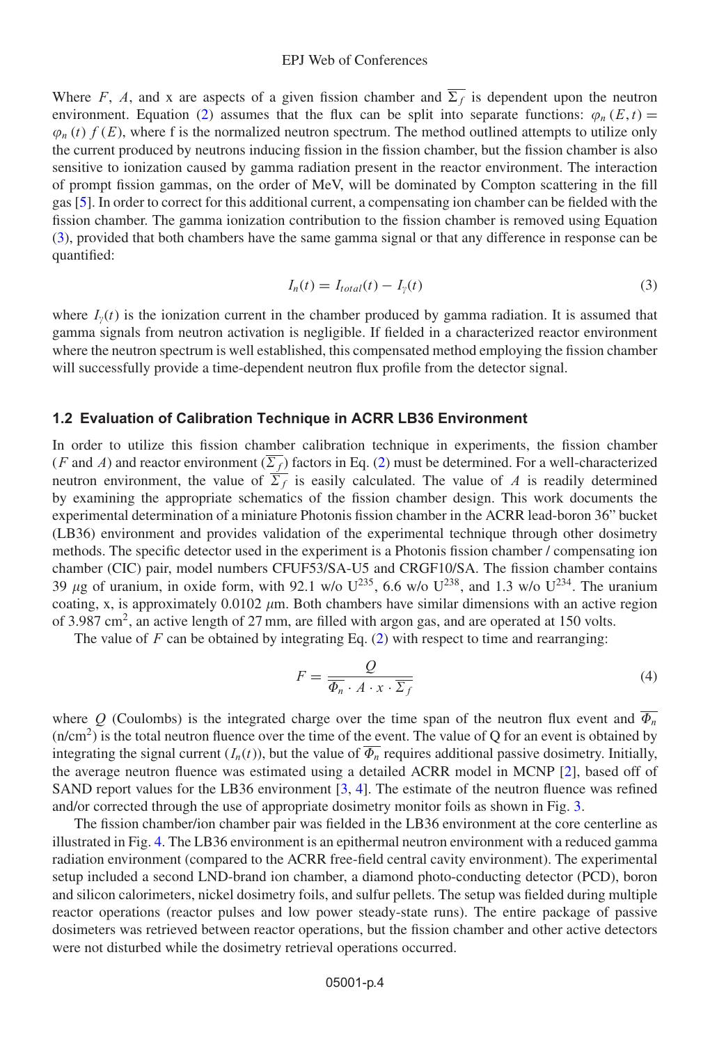Where $F$, $A$, and x are aspects of a given fission chamber and $\overline{\Sigma_f}$ is dependent upon the neutron environment. Equation (2) assumes that the flux can be split into separate functions: $\varphi_n(E,t) = \varphi_n(t)\, f(E)$, where f is the normalized neutron spectrum. The method outlined attempts to utilize only the current produced by neutrons inducing fission in the fission chamber, but the fission chamber is also sensitive to ionization caused by gamma radiation present in the reactor environment. The interaction of prompt fission gammas, on the order of MeV, will be dominated by Compton scattering in the fill gas [5]. In order to correct for this additional current, a compensating ion chamber can be fielded with the fission chamber. The gamma ionization contribution to the fission chamber is removed using Equation (3), provided that both chambers have the same gamma signal or that any difference in response can be quantified:

$$I_n(t) = I_{total}(t) - I_\gamma(t) \tag{3}$$

where $I_\gamma(t)$ is the ionization current in the chamber produced by gamma radiation. It is assumed that gamma signals from neutron activation is negligible. If fielded in a characterized reactor environment where the neutron spectrum is well established, this compensated method employing the fission chamber will successfully provide a time-dependent neutron flux profile from the detector signal.

### 1.2 Evaluation of Calibration Technique in ACRR LB36 Environment

In order to utilize this fission chamber calibration technique in experiments, the fission chamber ($F$ and $A$) and reactor environment ($\overline{\Sigma_f}$) factors in Eq. (2) must be determined. For a well-characterized neutron environment, the value of $\overline{\Sigma_f}$ is easily calculated. The value of $A$ is readily determined by examining the appropriate schematics of the fission chamber design. This work documents the experimental determination of a miniature Photonis fission chamber in the ACRR lead-boron 36" bucket (LB36) environment and provides validation of the experimental technique through other dosimetry methods. The specific detector used in the experiment is a Photonis fission chamber / compensating ion chamber (CIC) pair, model numbers CFUF53/SA-U5 and CRGF10/SA. The fission chamber contains 39 $\mu$g of uranium, in oxide form, with 92.1 w/o $U^{235}$, 6.6 w/o $U^{238}$, and 1.3 w/o $U^{234}$. The uranium coating, x, is approximately 0.0102 $\mu$m. Both chambers have similar dimensions with an active region of 3.987 $cm^2$, an active length of 27 mm, are filled with argon gas, and are operated at 150 volts.

The value of $F$ can be obtained by integrating Eq. (2) with respect to time and rearranging:

$$F = \frac{Q}{\overline{\Phi_n} \cdot A \cdot x \cdot \overline{\Sigma_f}} \tag{4}$$

where $Q$ (Coulombs) is the integrated charge over the time span of the neutron flux event and $\overline{\Phi_n}$ (n/$cm^2$) is the total neutron fluence over the time of the event. The value of Q for an event is obtained by integrating the signal current ($I_n(t)$), but the value of $\overline{\Phi_n}$ requires additional passive dosimetry. Initially, the average neutron fluence was estimated using a detailed ACRR model in MCNP [2], based off of SAND report values for the LB36 environment [3, 4]. The estimate of the neutron fluence was refined and/or corrected through the use of appropriate dosimetry monitor foils as shown in Fig. 3.

The fission chamber/ion chamber pair was fielded in the LB36 environment at the core centerline as illustrated in Fig. 4. The LB36 environment is an epithermal neutron environment with a reduced gamma radiation environment (compared to the ACRR free-field central cavity environment). The experimental setup included a second LND-brand ion chamber, a diamond photo-conducting detector (PCD), boron and silicon calorimeters, nickel dosimetry foils, and sulfur pellets. The setup was fielded during multiple reactor operations (reactor pulses and low power steady-state runs). The entire package of passive dosimeters was retrieved between reactor operations, but the fission chamber and other active detectors were not disturbed while the dosimetry retrieval operations occurred.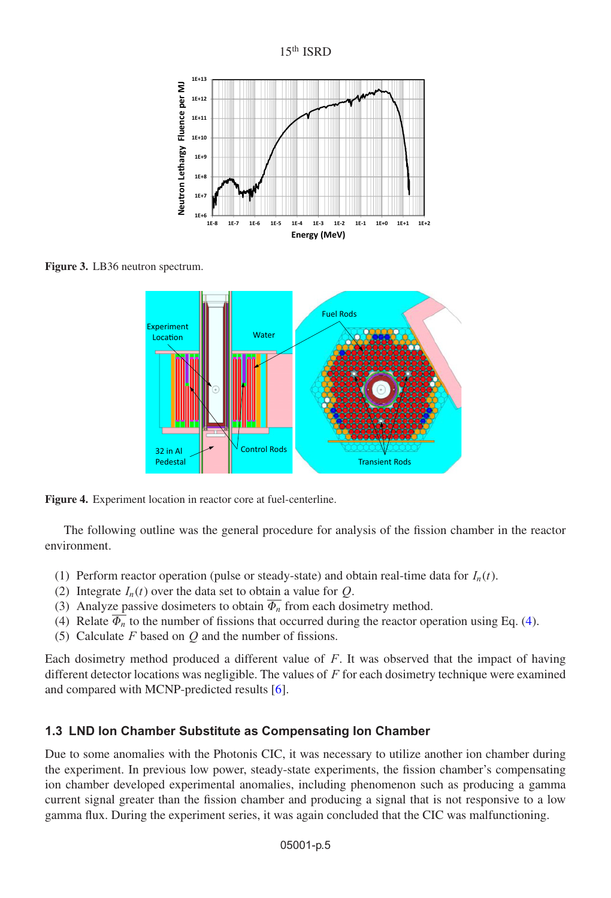**Figure 3.** LB36 neutron spectrum.

**Figure 4.** Experiment location in reactor core at fuel-centerline.

The following outline was the general procedure for analysis of the fission chamber in the reactor environment.

1. Perform reactor operation (pulse or steady-state) and obtain real-time data for $I_n(t)$.
2. Integrate $I_n(t)$ over the data set to obtain a value for $Q$.
3. Analyze passive dosimeters to obtain $\overline{\Phi_n}$ from each dosimetry method.
4. Relate $\overline{\Phi_n}$ to the number of fissions that occurred during the reactor operation using Eq. (4).
5. Calculate $F$ based on $Q$ and the number of fissions.

Each dosimetry method produced a different value of $F$. It was observed that the impact of having different detector locations was negligible. The values of $F$ for each dosimetry technique were examined and compared with MCNP-predicted results [6].

### 1.3 LND Ion Chamber Substitute as Compensating Ion Chamber

Due to some anomalies with the Photonis CIC, it was necessary to utilize another ion chamber during the experiment. In previous low power, steady-state experiments, the fission chamber's compensating ion chamber developed experimental anomalies, including phenomenon such as producing a gamma current signal greater than the fission chamber and producing a signal that is not responsive to a low gamma flux. During the experiment series, it was again concluded that the CIC was malfunctioning.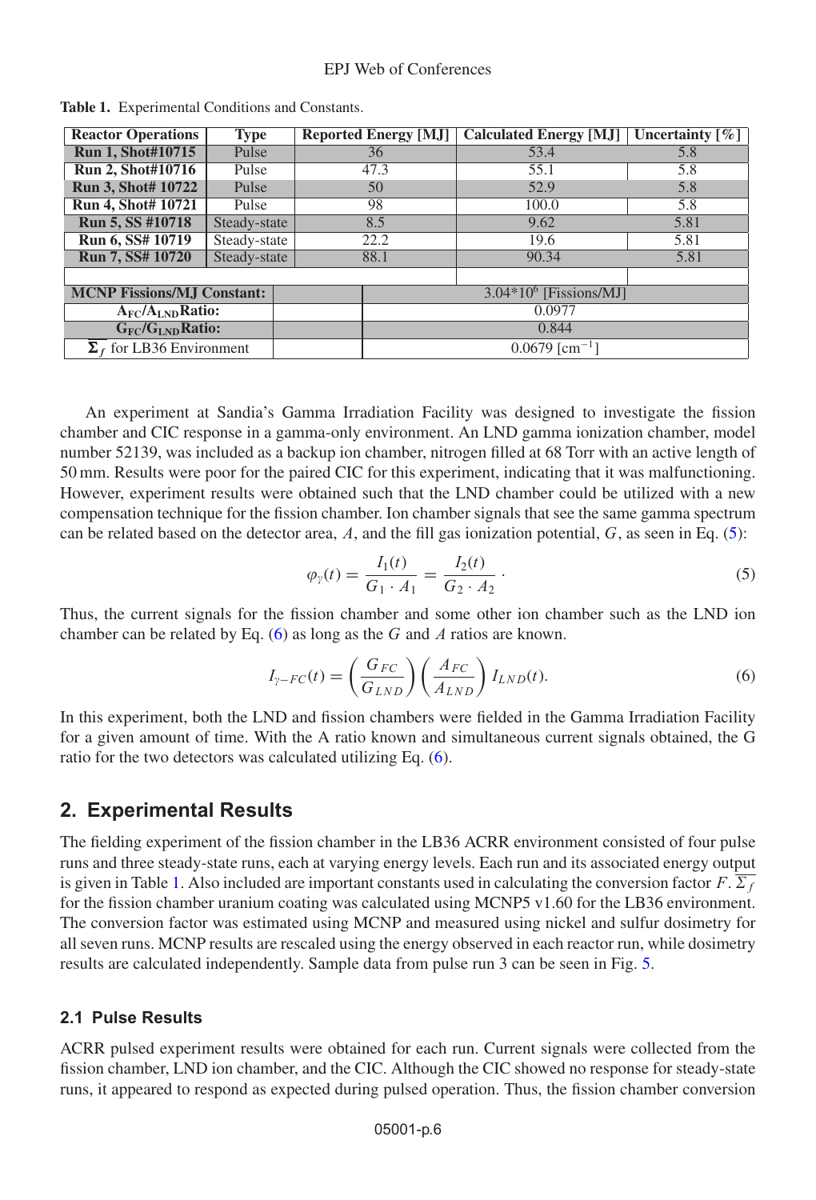**Table 1.** Experimental Conditions and Constants.

| Reactor Operations | Type | Reported Energy [MJ] | Calculated Energy [MJ] | Uncertainty [%] |
|---|---|---|---|---|
| **Run 1, Shot#10715** | Pulse | 36 | 53.4 | 5.8 |
| **Run 2, Shot#10716** | Pulse | 47.3 | 55.1 | 5.8 |
| **Run 3, Shot# 10722** | Pulse | 50 | 52.9 | 5.8 |
| **Run 4, Shot# 10721** | Pulse | 98 | 100.0 | 5.8 |
| **Run 5, SS #10718** | Steady-state | 8.5 | 9.62 | 5.81 |
| **Run 6, SS# 10719** | Steady-state | 22.2 | 19.6 | 5.81 |
| **Run 7, SS# 10720** | Steady-state | 88.1 | 90.34 | 5.81 |
| | | | | |
| **MCNP Fissions/MJ Constant:** | | $3.04 \times 10^6$ [Fissions/MJ] | | |
| **$A_{FC}/A_{LND}$ Ratio:** | | 0.0977 | | |
| **$G_{FC}/G_{LND}$ Ratio:** | | 0.844 | | |
| $\overline{\Sigma_f}$ for LB36 Environment | | 0.0679 [cm$^{-1}$] | | |

An experiment at Sandia's Gamma Irradiation Facility was designed to investigate the fission chamber and CIC response in a gamma-only environment. An LND gamma ionization chamber, model number 52139, was included as a backup ion chamber, nitrogen filled at 68 Torr with an active length of 50 mm. Results were poor for the paired CIC for this experiment, indicating that it was malfunctioning. However, experiment results were obtained such that the LND chamber could be utilized with a new compensation technique for the fission chamber. Ion chamber signals that see the same gamma spectrum can be related based on the detector area, $A$, and the fill gas ionization potential, $G$, as seen in Eq. (5):

$$\varphi_\gamma(t) = \frac{I_1(t)}{G_1 \cdot A_1} = \frac{I_2(t)}{G_2 \cdot A_2}. \tag{5}$$

Thus, the current signals for the fission chamber and some other ion chamber such as the LND ion chamber can be related by Eq. (6) as long as the $G$ and $A$ ratios are known.

$$I_{\gamma-FC}(t) = \left(\frac{G_{FC}}{G_{LND}}\right)\left(\frac{A_{FC}}{A_{LND}}\right) I_{LND}(t). \tag{6}$$

In this experiment, both the LND and fission chambers were fielded in the Gamma Irradiation Facility for a given amount of time. With the A ratio known and simultaneous current signals obtained, the G ratio for the two detectors was calculated utilizing Eq. (6).

## 2. Experimental Results

The fielding experiment of the fission chamber in the LB36 ACRR environment consisted of four pulse runs and three steady-state runs, each at varying energy levels. Each run and its associated energy output is given in Table 1. Also included are important constants used in calculating the conversion factor $F$. $\overline{\Sigma_f}$ for the fission chamber uranium coating was calculated using MCNP5 v1.60 for the LB36 environment. The conversion factor was estimated using MCNP and measured using nickel and sulfur dosimetry for all seven runs. MCNP results are rescaled using the energy observed in each reactor run, while dosimetry results are calculated independently. Sample data from pulse run 3 can be seen in Fig. 5.

### 2.1 Pulse Results

ACRR pulsed experiment results were obtained for each run. Current signals were collected from the fission chamber, LND ion chamber, and the CIC. Although the CIC showed no response for steady-state runs, it appeared to respond as expected during pulsed operation. Thus, the fission chamber conversion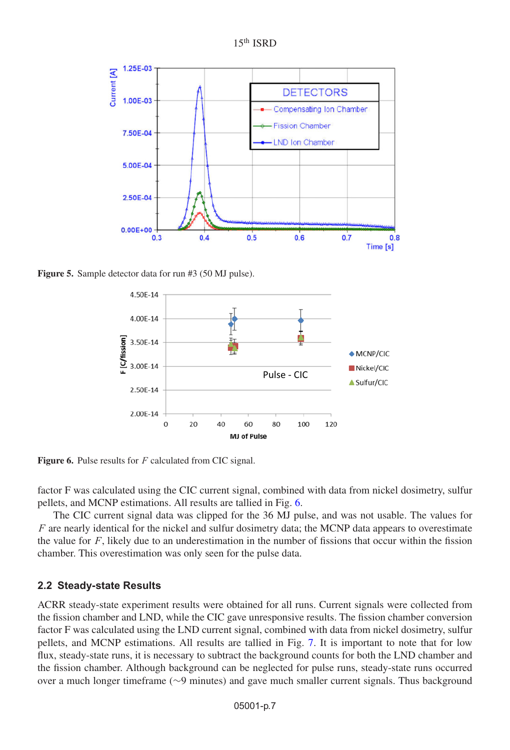Figure 5. Sample detector data for run #3 (50 MJ pulse).

Figure 6. Pulse results for $F$ calculated from CIC signal.

factor F was calculated using the CIC current signal, combined with data from nickel dosimetry, sulfur pellets, and MCNP estimations. All results are tallied in Fig. 6.

The CIC current signal data was clipped for the 36 MJ pulse, and was not usable. The values for $F$ are nearly identical for the nickel and sulfur dosimetry data; the MCNP data appears to overestimate the value for $F$, likely due to an underestimation in the number of fissions that occur within the fission chamber. This overestimation was only seen for the pulse data.

## 2.2 Steady-state Results

ACRR steady-state experiment results were obtained for all runs. Current signals were collected from the fission chamber and LND, while the CIC gave unresponsive results. The fission chamber conversion factor F was calculated using the LND current signal, combined with data from nickel dosimetry, sulfur pellets, and MCNP estimations. All results are tallied in Fig. 7. It is important to note that for low flux, steady-state runs, it is necessary to subtract the background counts for both the LND chamber and the fission chamber. Although background can be neglected for pulse runs, steady-state runs occurred over a much longer timeframe (~9 minutes) and gave much smaller current signals. Thus background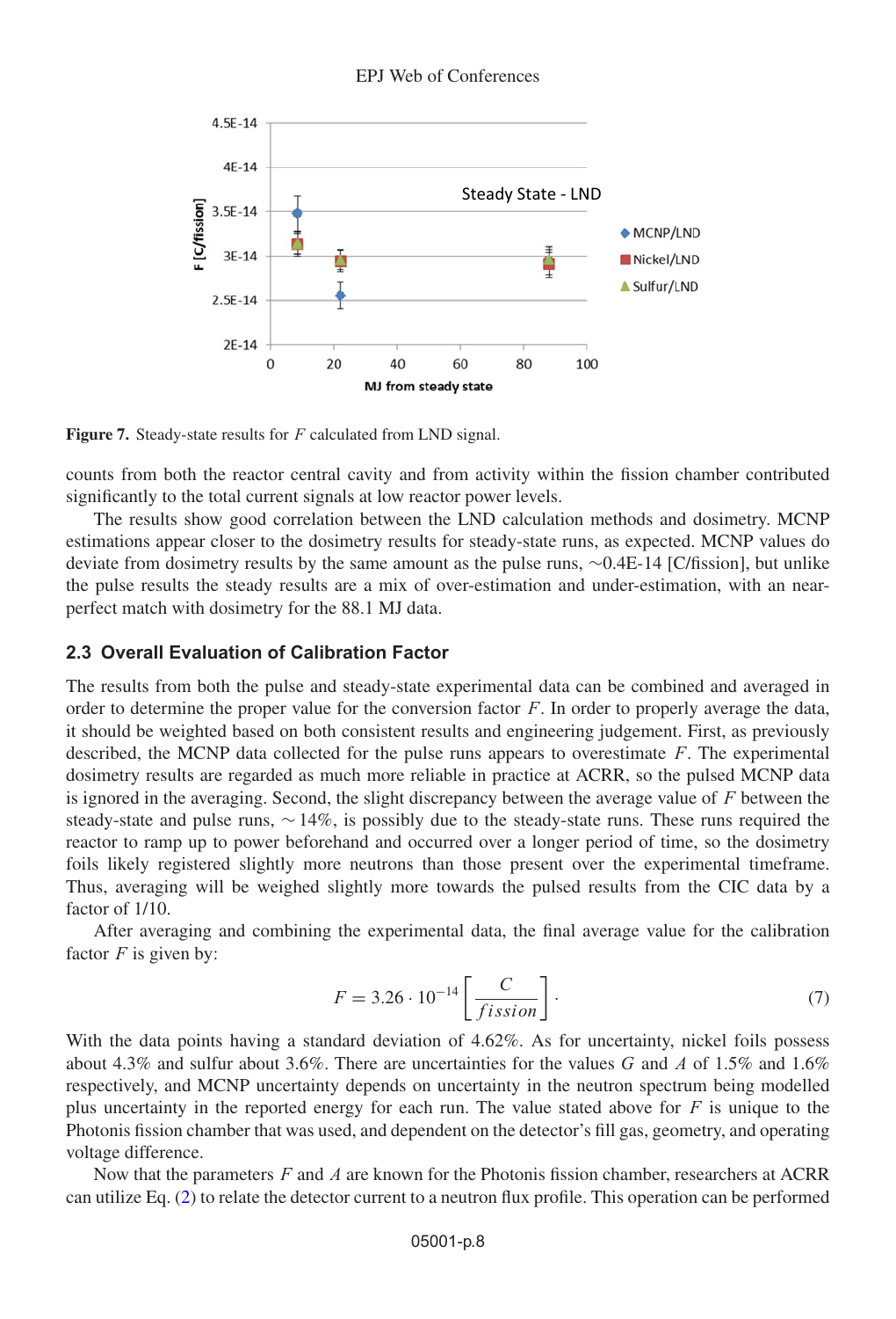Figure 7. Steady-state results for $F$ calculated from LND signal.

counts from both the reactor central cavity and from activity within the fission chamber contributed significantly to the total current signals at low reactor power levels.

The results show good correlation between the LND calculation methods and dosimetry. MCNP estimations appear closer to the dosimetry results for steady-state runs, as expected. MCNP values do deviate from dosimetry results by the same amount as the pulse runs, ~0.4E-14 [C/fission], but unlike the pulse results the steady results are a mix of over-estimation and under-estimation, with an near-perfect match with dosimetry for the 88.1 MJ data.

### 2.3 Overall Evaluation of Calibration Factor

The results from both the pulse and steady-state experimental data can be combined and averaged in order to determine the proper value for the conversion factor $F$. In order to properly average the data, it should be weighted based on both consistent results and engineering judgement. First, as previously described, the MCNP data collected for the pulse runs appears to overestimate $F$. The experimental dosimetry results are regarded as much more reliable in practice at ACRR, so the pulsed MCNP data is ignored in the averaging. Second, the slight discrepancy between the average value of $F$ between the steady-state and pulse runs, ~14%, is possibly due to the steady-state runs. These runs required the reactor to ramp up to power beforehand and occurred over a longer period of time, so the dosimetry foils likely registered slightly more neutrons than those present over the experimental timeframe. Thus, averaging will be weighed slightly more towards the pulsed results from the CIC data by a factor of 1/10.

After averaging and combining the experimental data, the final average value for the calibration factor $F$ is given by:

$$F = 3.26 \cdot 10^{-14} \left[ \frac{C}{fission} \right]. \tag{7}$$

With the data points having a standard deviation of 4.62%. As for uncertainty, nickel foils possess about 4.3% and sulfur about 3.6%. There are uncertainties for the values $G$ and $A$ of 1.5% and 1.6% respectively, and MCNP uncertainty depends on uncertainty in the neutron spectrum being modelled plus uncertainty in the reported energy for each run. The value stated above for $F$ is unique to the Photonis fission chamber that was used, and dependent on the detector's fill gas, geometry, and operating voltage difference.

Now that the parameters $F$ and $A$ are known for the Photonis fission chamber, researchers at ACRR can utilize Eq. (2) to relate the detector current to a neutron flux profile. This operation can be performed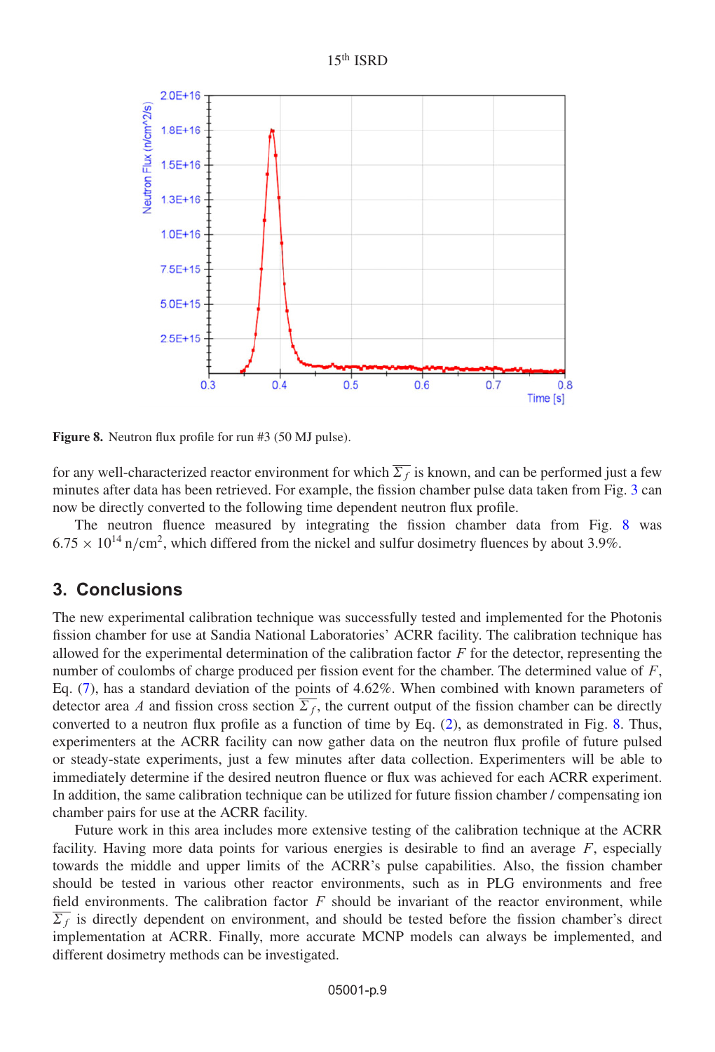**Figure 8.** Neutron flux profile for run #3 (50 MJ pulse).

for any well-characterized reactor environment for which $\overline{\Sigma_f}$ is known, and can be performed just a few minutes after data has been retrieved. For example, the fission chamber pulse data taken from Fig. 3 can now be directly converted to the following time dependent neutron flux profile.

The neutron fluence measured by integrating the fission chamber data from Fig. 8 was $6.75 \times 10^{14}$ n/cm$^2$, which differed from the nickel and sulfur dosimetry fluences by about 3.9%.

## 3. Conclusions

The new experimental calibration technique was successfully tested and implemented for the Photonis fission chamber for use at Sandia National Laboratories' ACRR facility. The calibration technique has allowed for the experimental determination of the calibration factor $F$ for the detector, representing the number of coulombs of charge produced per fission event for the chamber. The determined value of $F$, Eq. (7), has a standard deviation of the points of 4.62%. When combined with known parameters of detector area $A$ and fission cross section $\overline{\Sigma_f}$, the current output of the fission chamber can be directly converted to a neutron flux profile as a function of time by Eq. (2), as demonstrated in Fig. 8. Thus, experimenters at the ACRR facility can now gather data on the neutron flux profile of future pulsed or steady-state experiments, just a few minutes after data collection. Experimenters will be able to immediately determine if the desired neutron fluence or flux was achieved for each ACRR experiment. In addition, the same calibration technique can be utilized for future fission chamber / compensating ion chamber pairs for use at the ACRR facility.

Future work in this area includes more extensive testing of the calibration technique at the ACRR facility. Having more data points for various energies is desirable to find an average $F$, especially towards the middle and upper limits of the ACRR's pulse capabilities. Also, the fission chamber should be tested in various other reactor environments, such as in PLG environments and free field environments. The calibration factor $F$ should be invariant of the reactor environment, while $\overline{\Sigma_f}$ is directly dependent on environment, and should be tested before the fission chamber's direct implementation at ACRR. Finally, more accurate MCNP models can always be implemented, and different dosimetry methods can be investigated.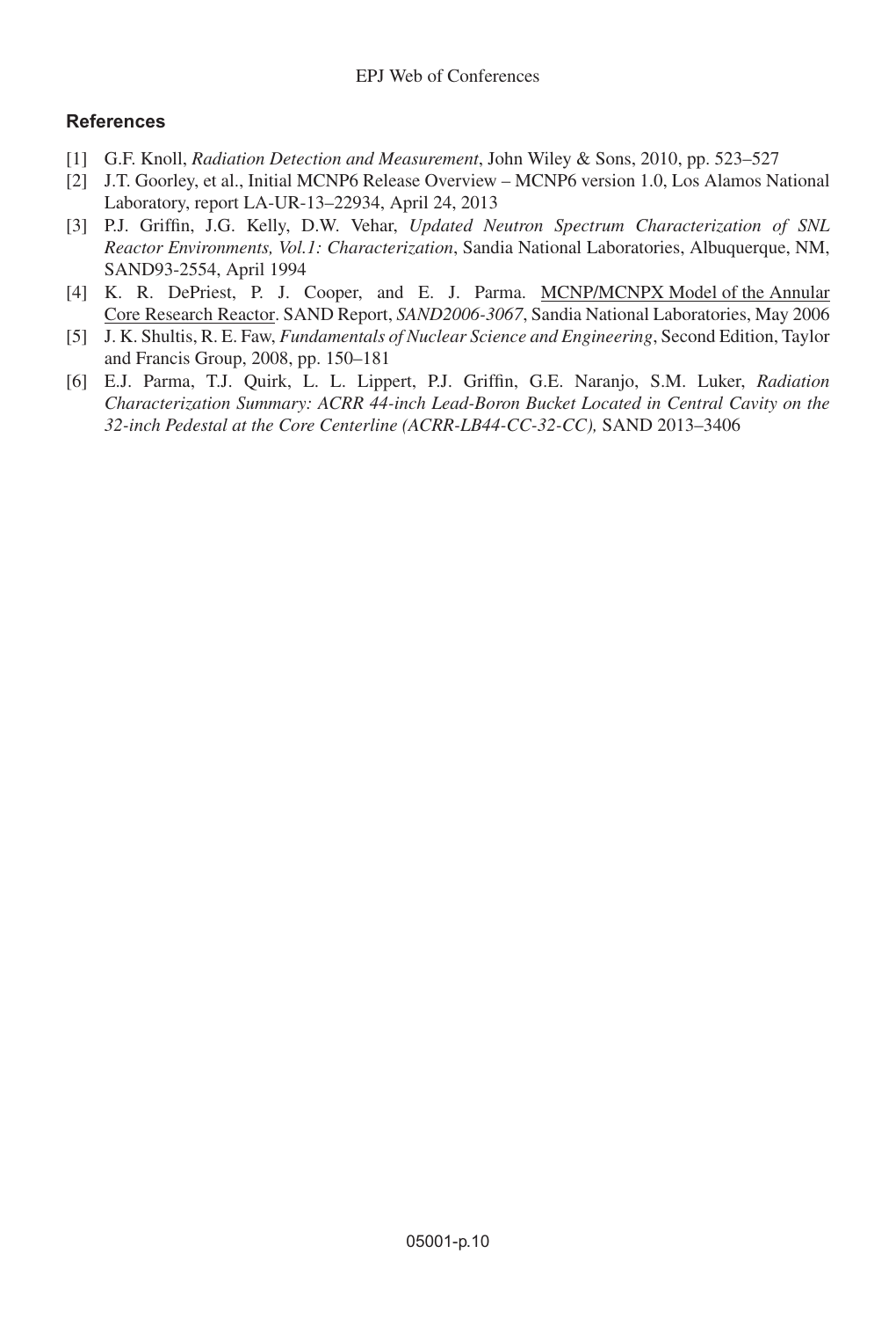## References

[1] G.F. Knoll, *Radiation Detection and Measurement*, John Wiley & Sons, 2010, pp. 523–527

[2] J.T. Goorley, et al., Initial MCNP6 Release Overview – MCNP6 version 1.0, Los Alamos National Laboratory, report LA-UR-13–22934, April 24, 2013

[3] P.J. Griffin, J.G. Kelly, D.W. Vehar, *Updated Neutron Spectrum Characterization of SNL Reactor Environments, Vol.1: Characterization*, Sandia National Laboratories, Albuquerque, NM, SAND93-2554, April 1994

[4] K. R. DePriest, P. J. Cooper, and E. J. Parma. MCNP/MCNPX Model of the Annular Core Research Reactor. SAND Report, *SAND2006-3067*, Sandia National Laboratories, May 2006

[5] J. K. Shultis, R. E. Faw, *Fundamentals of Nuclear Science and Engineering*, Second Edition, Taylor and Francis Group, 2008, pp. 150–181

[6] E.J. Parma, T.J. Quirk, L. L. Lippert, P.J. Griffin, G.E. Naranjo, S.M. Luker, *Radiation Characterization Summary: ACRR 44-inch Lead-Boron Bucket Located in Central Cavity on the 32-inch Pedestal at the Core Centerline (ACRR-LB44-CC-32-CC),* SAND 2013–3406